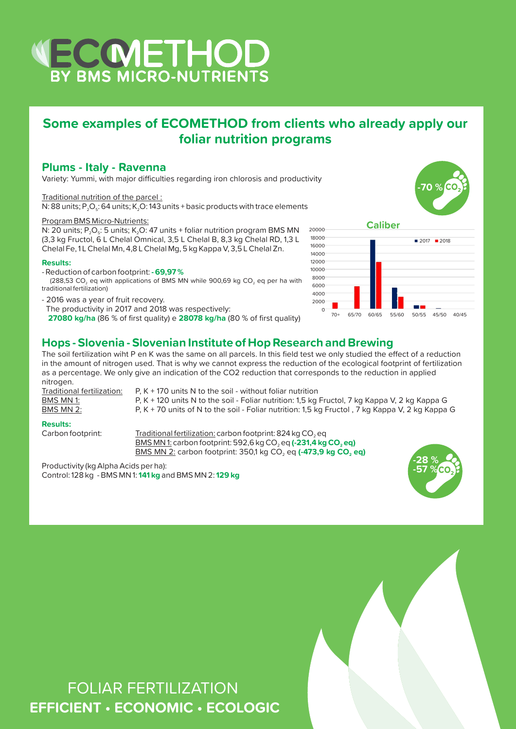# ECOMETHOD BY BMS MICRO-NUTRIENTS

## Some examples of ECOMETHOD from clients who already apply our foliar nutrition programs

### Plums - Italy - Ravenna

Variety: Yummi, with major difficulties regarding iron chlorosis and productivity

Traditional nutrition of the parcel :
N: 88 units; $P_2O_5$: 64 units; $K_2O$: 143 units + basic products with trace elements

Program BMS Micro-Nutrients:
N: 20 units; $P_2O_5$: 5 units; $K_2O$: 47 units + foliar nutrition program BMS MN (3,3 kg Fructol, 6 L Chelal Omnical, 3,5 L Chelal B, 8,3 kg Chelal RD, 1,3 L Chelal Fe, 1 L Chelal Mn, 4,8 L Chelal Mg, 5 kg Kappa V, 3,5 L Chelal Zn.

**Results:**

- Reduction of carbon footprint: **- 69,97 %**
  (288,53 $CO_2$ eq with applications of BMS MN while 900,69 kg $CO_2$ eq per ha with traditional fertilization)
- 2016 was a year of fruit recovery.
  The productivity in 2017 and 2018 was respectively:
  **27080 kg/ha** (86 % of first quality) e **28078 kg/ha** (80 % of first quality)

-70 % $CO_2$

**Caliber**

| Caliber | 2017 | 2018 |
|---|---|---|
| 70+ | | ~1500 |
| 65/70 | | ~5700 |
| 60/65 | ~17500 | ~11800 |
| 55/60 | ~5300 | ~3000 |
| 50/55 | ~800 | ~700 |
| 45/50 | ~100 | |
| 40/45 | | |

### Hops - Slovenia - Slovenian Institute of Hop Research and Brewing

The soil fertilization wiht P en K was the same on all parcels. In this field test we only studied the effect of a reduction in the amount of nitrogen used. That is why we cannot express the reduction of the ecological footprint of fertilization as a percentage. We only give an indication of the CO2 reduction that corresponds to the reduction in applied nitrogen.

| | |
|---|---|
| Traditional fertilization: | P, K + 170 units N to the soil - without foliar nutrition |
| BMS MN 1: | P, K + 120 units N to the soil - Foliar nutrition: 1,5 kg Fructol, 7 kg Kappa V, 2 kg Kappa G |
| BMS MN 2: | P, K + 70 units of N to the soil - Foliar nutrition: 1,5 kg Fructol , 7 kg Kappa V, 2 kg Kappa G |

**Results:**

Carbon footprint:
- Traditional fertilization: carbon footprint: 824 kg $CO_2$ eq
- BMS MN 1: carbon footprint: 592,6 kg $CO_2$ eq **(-231,4 kg $CO_2$ eq)**
- BMS MN 2: carbon footprint: 350,1 kg $CO_2$ eq **(-473,9 kg $CO_2$ eq)**

Productivity (kg Alpha Acids per ha):
Control: 128 kg - BMS MN 1: **141 kg** and BMS MN 2: **129 kg**

-28 % -57 % $CO_2$

FOLIAR FERTILIZATION
**EFFICIENT • ECONOMIC • ECOLOGIC**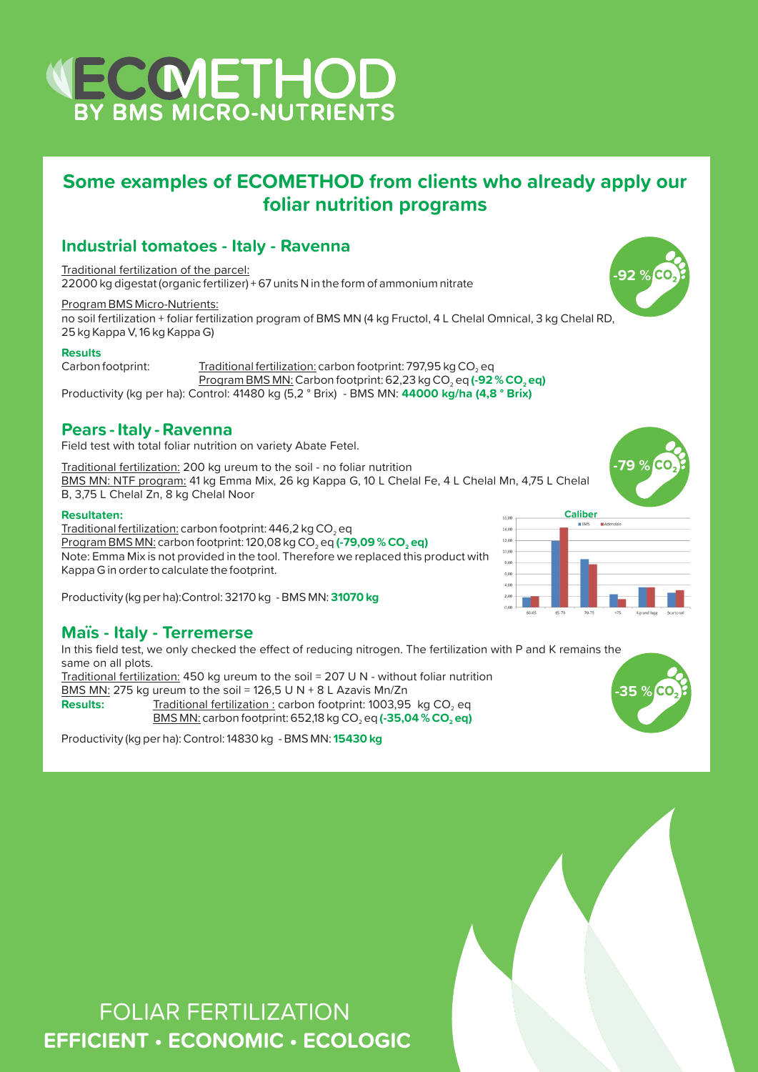# ECOMETHOD

BY BMS MICRO-NUTRIENTS

## Some examples of ECOMETHOD from clients who already apply our foliar nutrition programs

### Industrial tomatoes - Italy - Ravenna

-92 % $CO_2$

Traditional fertilization of the parcel:
22000 kg digestat (organic fertilizer) + 67 units N in the form of ammonium nitrate

Program BMS Micro-Nutrients:
no soil fertilization + foliar fertilization program of BMS MN (4 kg Fructol, 4 L Chelal Omnical, 3 kg Chelal RD, 25 kg Kappa V, 16 kg Kappa G)

**Results**

Carbon footprint: Traditional fertilization: carbon footprint: 797,95 kg $CO_2$ eq
Program BMS MN: Carbon footprint: 62,23 kg $CO_2$ eq **(-92 % $CO_2$ eq)**

Productivity (kg per ha): Control: 41480 kg (5,2 ° Brix) - BMS MN: **44000 kg/ha (4,8 ° Brix)**

### Pears - Italy - Ravenna

-79 % $CO_2$

Field test with total foliar nutrition on variety Abate Fetel.

Traditional fertilization: 200 kg ureum to the soil - no foliar nutrition
BMS MN: NTF program: 41 kg Emma Mix, 26 kg Kappa G, 10 L Chelal Fe, 4 L Chelal Mn, 4,75 L Chelal B, 3,75 L Chelal Zn, 8 kg Chelal Noor

**Resultaten:**

Traditional fertilization: carbon footprint: 446,2 kg $CO_2$ eq
Program BMS MN: carbon footprint: 120,08 kg $CO_2$ eq **(-79,09 % $CO_2$ eq)**
Note: Emma Mix is not provided in the tool. Therefore we replaced this product with Kappa G in order to calculate the footprint.

Productivity (kg per ha):Control: 32170 kg - BMS MN: **31070 kg**

Caliber
BMS
Adendale
16,00
14,00
12,00
10,00
8,00
6,00
4,00
2,00
0,00
60-65
65-70
70-75
>75
Kgrand legg
Scarto-sol

### Maïs - Italy - Terremerse

-35 % $CO_2$

In this field test, we only checked the effect of reducing nitrogen. The fertilization with P and K remains the same on all plots.

Traditional fertilization: 450 kg ureum to the soil = 207 U N - without foliar nutrition
BMS MN: 275 kg ureum to the soil = 126,5 U N + 8 L Azavis Mn/Zn

**Results:** Traditional fertilization : carbon footprint: 1003,95 kg $CO_2$ eq
BMS MN: carbon footprint: 652,18 kg $CO_2$ eq **(-35,04 % $CO_2$ eq)**

Productivity (kg per ha): Control: 14830 kg - BMS MN: **15430 kg**

FOLIAR FERTILIZATION

**EFFICIENT • ECONOMIC • ECOLOGIC**